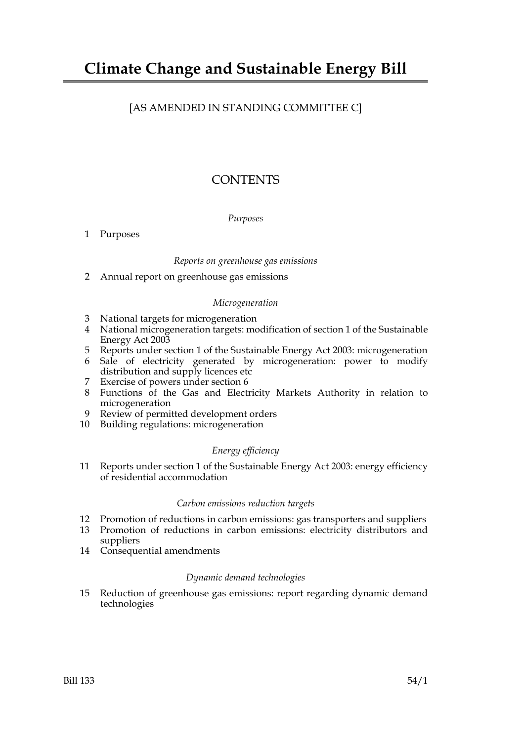# Climate Change and Sustainable Energy Bill

[AS AMENDED IN STANDING COMMITTEE C]

## CONTENTS

*Purposes*

1 Purposes

*Reports on greenhouse gas emissions*

2 Annual report on greenhouse gas emissions

*Microgeneration*

3 National targets for microgeneration
4 National microgeneration targets: modification of section 1 of the Sustainable Energy Act 2003
5 Reports under section 1 of the Sustainable Energy Act 2003: microgeneration
6 Sale of electricity generated by microgeneration: power to modify distribution and supply licences etc
7 Exercise of powers under section 6
8 Functions of the Gas and Electricity Markets Authority in relation to microgeneration
9 Review of permitted development orders
10 Building regulations: microgeneration

*Energy efficiency*

11 Reports under section 1 of the Sustainable Energy Act 2003: energy efficiency of residential accommodation

*Carbon emissions reduction targets*

12 Promotion of reductions in carbon emissions: gas transporters and suppliers
13 Promotion of reductions in carbon emissions: electricity distributors and suppliers
14 Consequential amendments

*Dynamic demand technologies*

15 Reduction of greenhouse gas emissions: report regarding dynamic demand technologies

Bill 133 54/1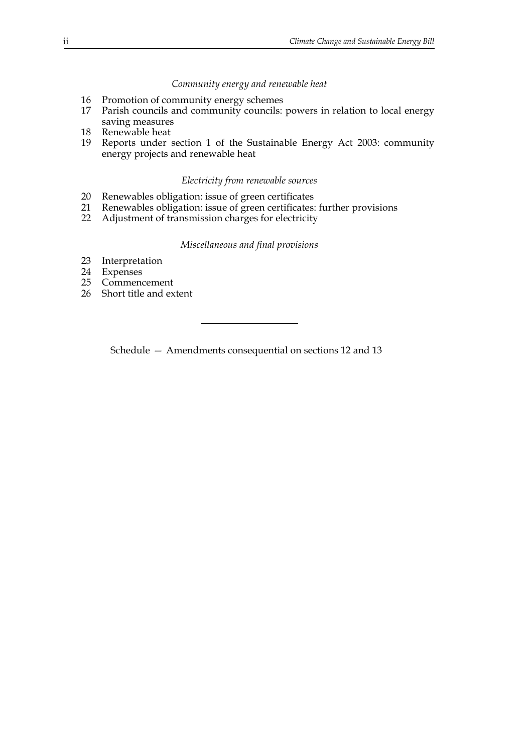*Community energy and renewable heat*

16 Promotion of community energy schemes
17 Parish councils and community councils: powers in relation to local energy saving measures
18 Renewable heat
19 Reports under section 1 of the Sustainable Energy Act 2003: community energy projects and renewable heat

*Electricity from renewable sources*

20 Renewables obligation: issue of green certificates
21 Renewables obligation: issue of green certificates: further provisions
22 Adjustment of transmission charges for electricity

*Miscellaneous and final provisions*

23 Interpretation
24 Expenses
25 Commencement
26 Short title and extent

---

Schedule — Amendments consequential on sections 12 and 13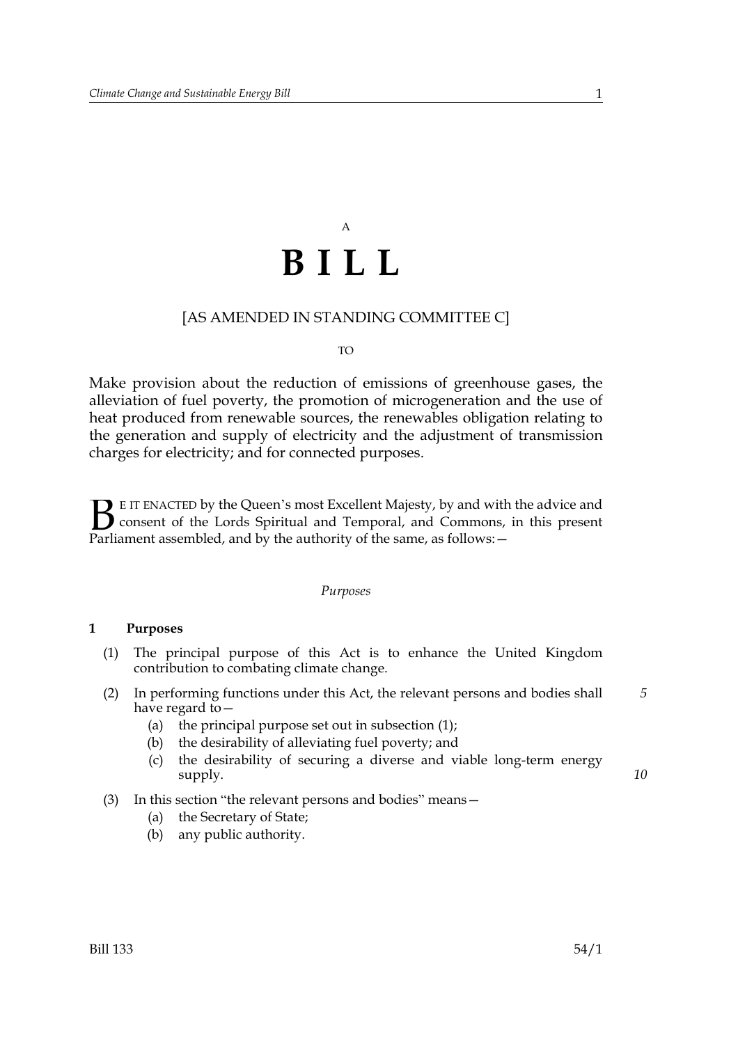A

# B I L L

[AS AMENDED IN STANDING COMMITTEE C]

TO

Make provision about the reduction of emissions of greenhouse gases, the alleviation of fuel poverty, the promotion of microgeneration and the use of heat produced from renewable sources, the renewables obligation relating to the generation and supply of electricity and the adjustment of transmission charges for electricity; and for connected purposes.

BE IT ENACTED by the Queen's most Excellent Majesty, by and with the advice and consent of the Lords Spiritual and Temporal, and Commons, in this present Parliament assembled, and by the authority of the same, as follows:—

*Purposes*

**1 Purposes**

(1) The principal purpose of this Act is to enhance the United Kingdom contribution to combating climate change.

(2) In performing functions under this Act, the relevant persons and bodies shall have regard to—

(a) the principal purpose set out in subsection (1);

(b) the desirability of alleviating fuel poverty; and

(c) the desirability of securing a diverse and viable long-term energy supply.

(3) In this section "the relevant persons and bodies" means—

(a) the Secretary of State;

(b) any public authority.

Bill 133 54/1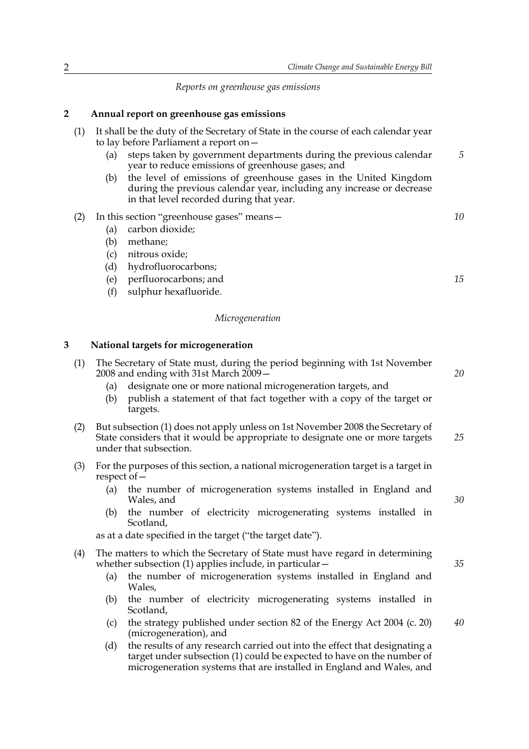*Reports on greenhouse gas emissions*

**2 Annual report on greenhouse gas emissions**

(1) It shall be the duty of the Secretary of State in the course of each calendar year to lay before Parliament a report on—

   (a) steps taken by government departments during the previous calendar year to reduce emissions of greenhouse gases; and

   (b) the level of emissions of greenhouse gases in the United Kingdom during the previous calendar year, including any increase or decrease in that level recorded during that year.

(2) In this section "greenhouse gases" means—

   (a) carbon dioxide;

   (b) methane;

   (c) nitrous oxide;

   (d) hydrofluorocarbons;

   (e) perfluorocarbons; and

   (f) sulphur hexafluoride.

*Microgeneration*

**3 National targets for microgeneration**

(1) The Secretary of State must, during the period beginning with 1st November 2008 and ending with 31st March 2009—

   (a) designate one or more national microgeneration targets, and

   (b) publish a statement of that fact together with a copy of the target or targets.

(2) But subsection (1) does not apply unless on 1st November 2008 the Secretary of State considers that it would be appropriate to designate one or more targets under that subsection.

(3) For the purposes of this section, a national microgeneration target is a target in respect of—

   (a) the number of microgeneration systems installed in England and Wales, and

   (b) the number of electricity microgenerating systems installed in Scotland,

as at a date specified in the target ("the target date").

(4) The matters to which the Secretary of State must have regard in determining whether subsection (1) applies include, in particular—

   (a) the number of microgeneration systems installed in England and Wales,

   (b) the number of electricity microgenerating systems installed in Scotland,

   (c) the strategy published under section 82 of the Energy Act 2004 (c. 20) (microgeneration), and

   (d) the results of any research carried out into the effect that designating a target under subsection (1) could be expected to have on the number of microgeneration systems that are installed in England and Wales, and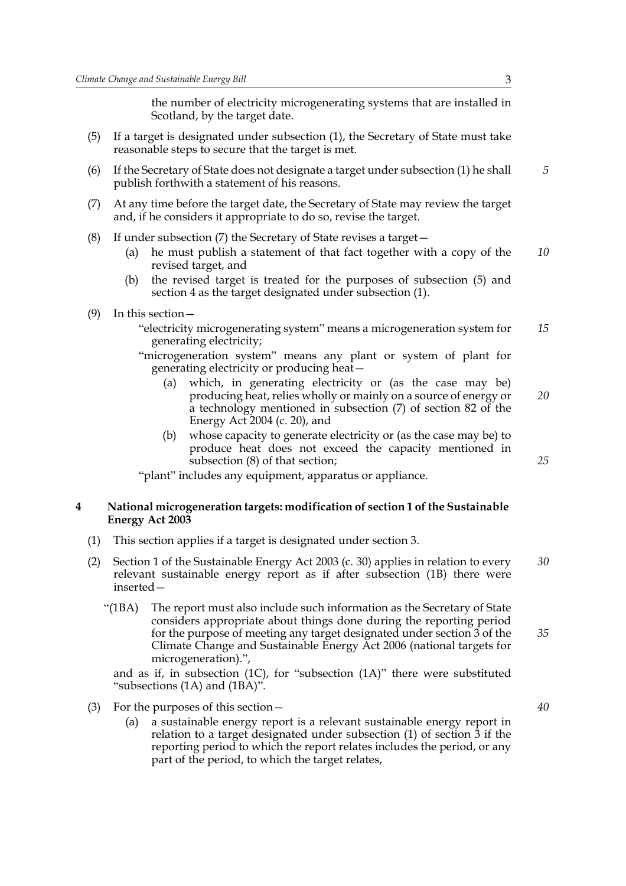the number of electricity microgenerating systems that are installed in Scotland, by the target date.

(5) If a target is designated under subsection (1), the Secretary of State must take reasonable steps to secure that the target is met.

(6) If the Secretary of State does not designate a target under subsection (1) he shall publish forthwith a statement of his reasons.

(7) At any time before the target date, the Secretary of State may review the target and, if he considers it appropriate to do so, revise the target.

(8) If under subsection (7) the Secretary of State revises a target—

(a) he must publish a statement of that fact together with a copy of the revised target, and

(b) the revised target is treated for the purposes of subsection (5) and section 4 as the target designated under subsection (1).

(9) In this section—

"electricity microgenerating system" means a microgeneration system for generating electricity;

"microgeneration system" means any plant or system of plant for generating electricity or producing heat—

(a) which, in generating electricity or (as the case may be) producing heat, relies wholly or mainly on a source of energy or a technology mentioned in subsection (7) of section 82 of the Energy Act 2004 (c. 20), and

(b) whose capacity to generate electricity or (as the case may be) to produce heat does not exceed the capacity mentioned in subsection (8) of that section;

"plant" includes any equipment, apparatus or appliance.

## 4 National microgeneration targets: modification of section 1 of the Sustainable Energy Act 2003

(1) This section applies if a target is designated under section 3.

(2) Section 1 of the Sustainable Energy Act 2003 (c. 30) applies in relation to every relevant sustainable energy report as if after subsection (1B) there were inserted—

"(1BA) The report must also include such information as the Secretary of State considers appropriate about things done during the reporting period for the purpose of meeting any target designated under section 3 of the Climate Change and Sustainable Energy Act 2006 (national targets for microgeneration).",

and as if, in subsection (1C), for "subsection (1A)" there were substituted "subsections (1A) and (1BA)".

(3) For the purposes of this section—

(a) a sustainable energy report is a relevant sustainable energy report in relation to a target designated under subsection (1) of section 3 if the reporting period to which the report relates includes the period, or any part of the period, to which the target relates,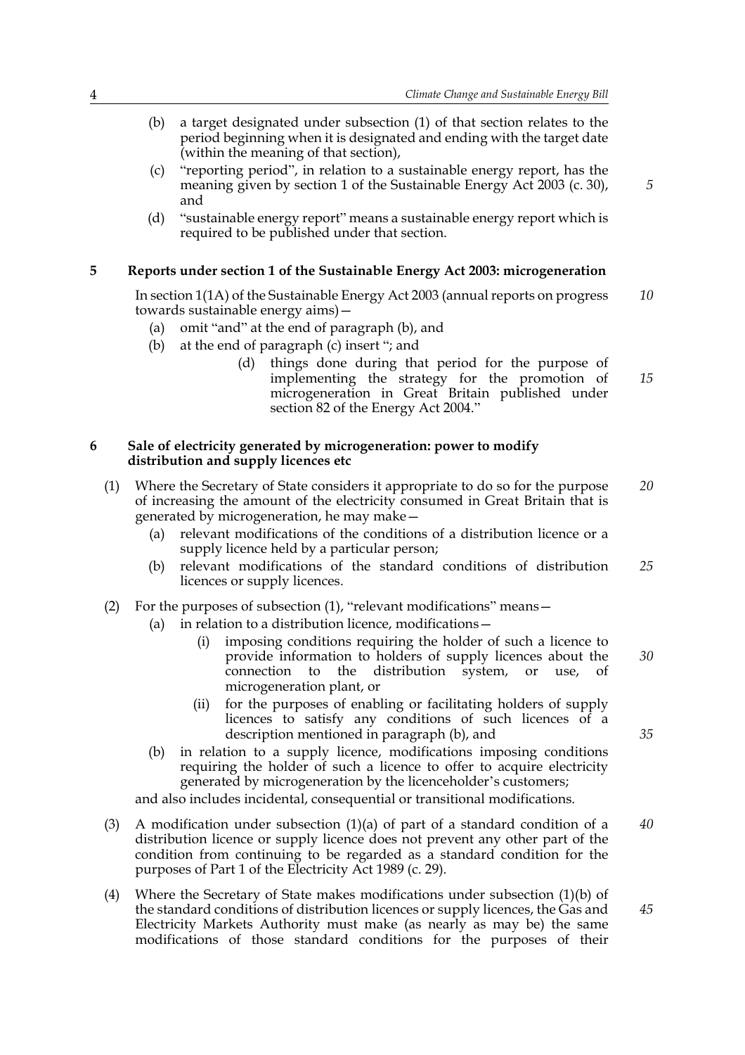(b) a target designated under subsection (1) of that section relates to the period beginning when it is designated and ending with the target date (within the meaning of that section),

(c) "reporting period", in relation to a sustainable energy report, has the meaning given by section 1 of the Sustainable Energy Act 2003 (c. 30), and

(d) "sustainable energy report" means a sustainable energy report which is required to be published under that section.

### 5 Reports under section 1 of the Sustainable Energy Act 2003: microgeneration

In section 1(1A) of the Sustainable Energy Act 2003 (annual reports on progress towards sustainable energy aims)—

(a) omit "and" at the end of paragraph (b), and

(b) at the end of paragraph (c) insert "; and

> (d) things done during that period for the purpose of implementing the strategy for the promotion of microgeneration in Great Britain published under section 82 of the Energy Act 2004."

### 6 Sale of electricity generated by microgeneration: power to modify distribution and supply licences etc

(1) Where the Secretary of State considers it appropriate to do so for the purpose of increasing the amount of the electricity consumed in Great Britain that is generated by microgeneration, he may make—

(a) relevant modifications of the conditions of a distribution licence or a supply licence held by a particular person;

(b) relevant modifications of the standard conditions of distribution licences or supply licences.

(2) For the purposes of subsection (1), "relevant modifications" means—

(a) in relation to a distribution licence, modifications—

(i) imposing conditions requiring the holder of such a licence to provide information to holders of supply licences about the connection to the distribution system, or use, of microgeneration plant, or

(ii) for the purposes of enabling or facilitating holders of supply licences to satisfy any conditions of such licences of a description mentioned in paragraph (b), and

(b) in relation to a supply licence, modifications imposing conditions requiring the holder of such a licence to offer to acquire electricity generated by microgeneration by the licenceholder's customers;

and also includes incidental, consequential or transitional modifications.

(3) A modification under subsection (1)(a) of part of a standard condition of a distribution licence or supply licence does not prevent any other part of the condition from continuing to be regarded as a standard condition for the purposes of Part 1 of the Electricity Act 1989 (c. 29).

(4) Where the Secretary of State makes modifications under subsection (1)(b) of the standard conditions of distribution licences or supply licences, the Gas and Electricity Markets Authority must make (as nearly as may be) the same modifications of those standard conditions for the purposes of their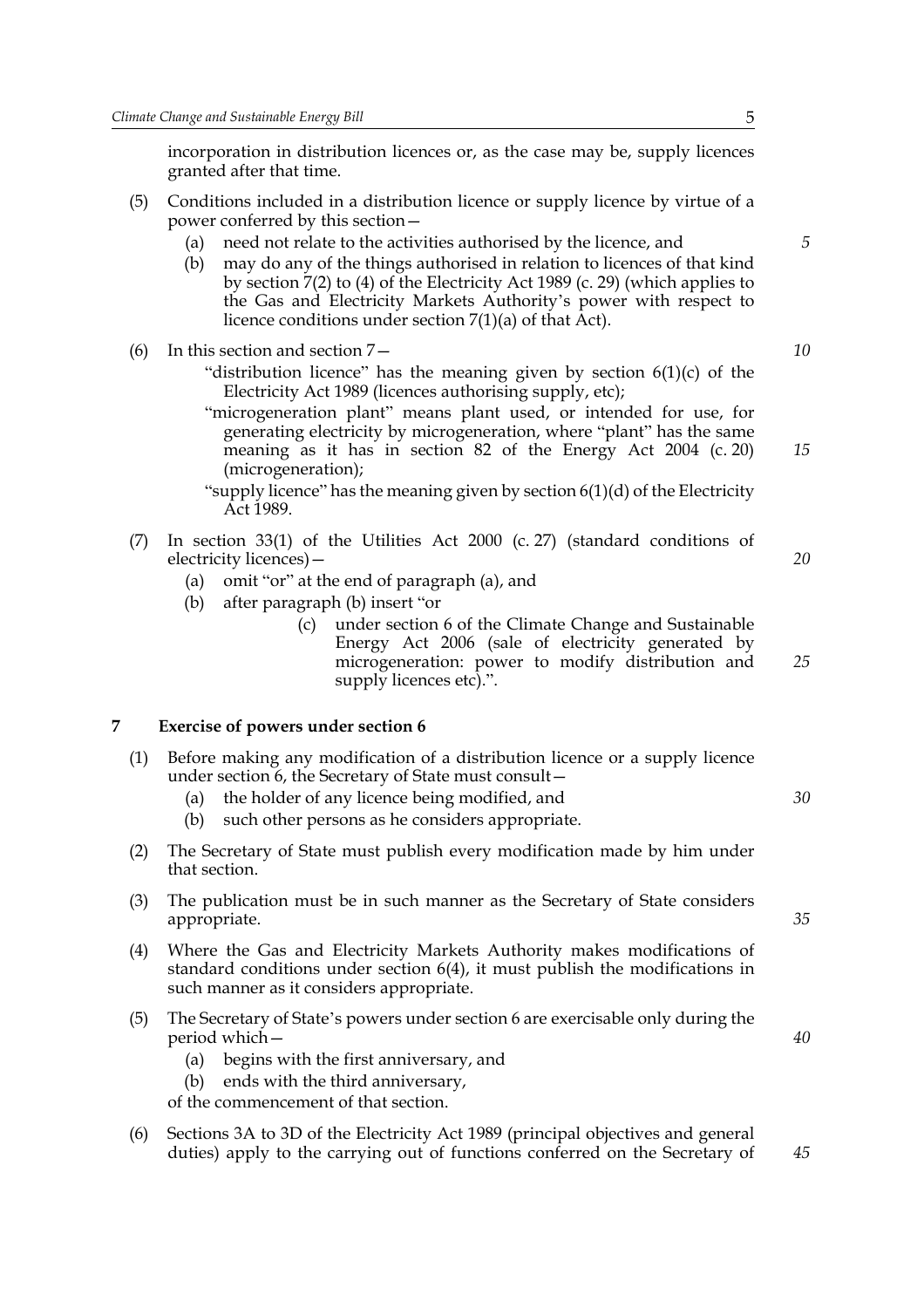incorporation in distribution licences or, as the case may be, supply licences granted after that time.

(5) Conditions included in a distribution licence or supply licence by virtue of a power conferred by this section—

- (a) need not relate to the activities authorised by the licence, and
- (b) may do any of the things authorised in relation to licences of that kind by section 7(2) to (4) of the Electricity Act 1989 (c. 29) (which applies to the Gas and Electricity Markets Authority's power with respect to licence conditions under section 7(1)(a) of that Act).

(6) In this section and section 7—

"distribution licence" has the meaning given by section 6(1)(c) of the Electricity Act 1989 (licences authorising supply, etc);

"microgeneration plant" means plant used, or intended for use, for generating electricity by microgeneration, where "plant" has the same meaning as it has in section 82 of the Energy Act 2004 (c. 20) (microgeneration);

"supply licence" has the meaning given by section 6(1)(d) of the Electricity Act 1989.

(7) In section 33(1) of the Utilities Act 2000 (c. 27) (standard conditions of electricity licences)—

- (a) omit "or" at the end of paragraph (a), and
- (b) after paragraph (b) insert "or
  - (c) under section 6 of the Climate Change and Sustainable Energy Act 2006 (sale of electricity generated by microgeneration: power to modify distribution and supply licences etc).".

## 7 Exercise of powers under section 6

(1) Before making any modification of a distribution licence or a supply licence under section 6, the Secretary of State must consult—

- (a) the holder of any licence being modified, and
- (b) such other persons as he considers appropriate.

(2) The Secretary of State must publish every modification made by him under that section.

(3) The publication must be in such manner as the Secretary of State considers appropriate.

(4) Where the Gas and Electricity Markets Authority makes modifications of standard conditions under section 6(4), it must publish the modifications in such manner as it considers appropriate.

(5) The Secretary of State's powers under section 6 are exercisable only during the period which—

- (a) begins with the first anniversary, and
- (b) ends with the third anniversary,

of the commencement of that section.

(6) Sections 3A to 3D of the Electricity Act 1989 (principal objectives and general duties) apply to the carrying out of functions conferred on the Secretary of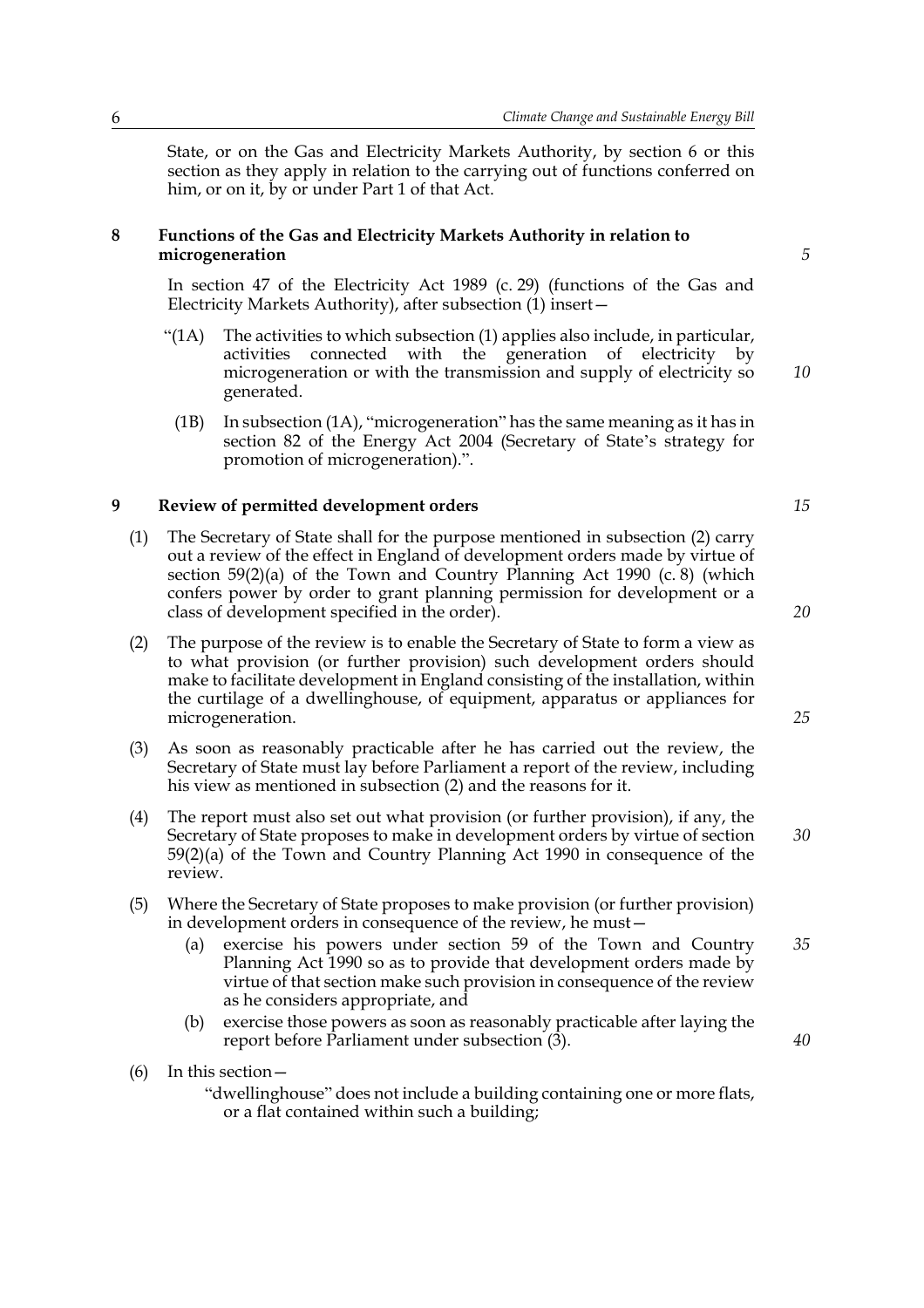State, or on the Gas and Electricity Markets Authority, by section 6 or this section as they apply in relation to the carrying out of functions conferred on him, or on it, by or under Part 1 of that Act.

**8 Functions of the Gas and Electricity Markets Authority in relation to microgeneration**

In section 47 of the Electricity Act 1989 (c. 29) (functions of the Gas and Electricity Markets Authority), after subsection (1) insert—

"(1A) The activities to which subsection (1) applies also include, in particular, activities connected with the generation of electricity by microgeneration or with the transmission and supply of electricity so generated.

(1B) In subsection (1A), "microgeneration" has the same meaning as it has in section 82 of the Energy Act 2004 (Secretary of State's strategy for promotion of microgeneration).".

**9 Review of permitted development orders**

(1) The Secretary of State shall for the purpose mentioned in subsection (2) carry out a review of the effect in England of development orders made by virtue of section 59(2)(a) of the Town and Country Planning Act 1990 (c. 8) (which confers power by order to grant planning permission for development or a class of development specified in the order).

(2) The purpose of the review is to enable the Secretary of State to form a view as to what provision (or further provision) such development orders should make to facilitate development in England consisting of the installation, within the curtilage of a dwellinghouse, of equipment, apparatus or appliances for microgeneration.

(3) As soon as reasonably practicable after he has carried out the review, the Secretary of State must lay before Parliament a report of the review, including his view as mentioned in subsection (2) and the reasons for it.

(4) The report must also set out what provision (or further provision), if any, the Secretary of State proposes to make in development orders by virtue of section 59(2)(a) of the Town and Country Planning Act 1990 in consequence of the review.

(5) Where the Secretary of State proposes to make provision (or further provision) in development orders in consequence of the review, he must—

(a) exercise his powers under section 59 of the Town and Country Planning Act 1990 so as to provide that development orders made by virtue of that section make such provision in consequence of the review as he considers appropriate, and

(b) exercise those powers as soon as reasonably practicable after laying the report before Parliament under subsection (3).

(6) In this section—

"dwellinghouse" does not include a building containing one or more flats, or a flat contained within such a building;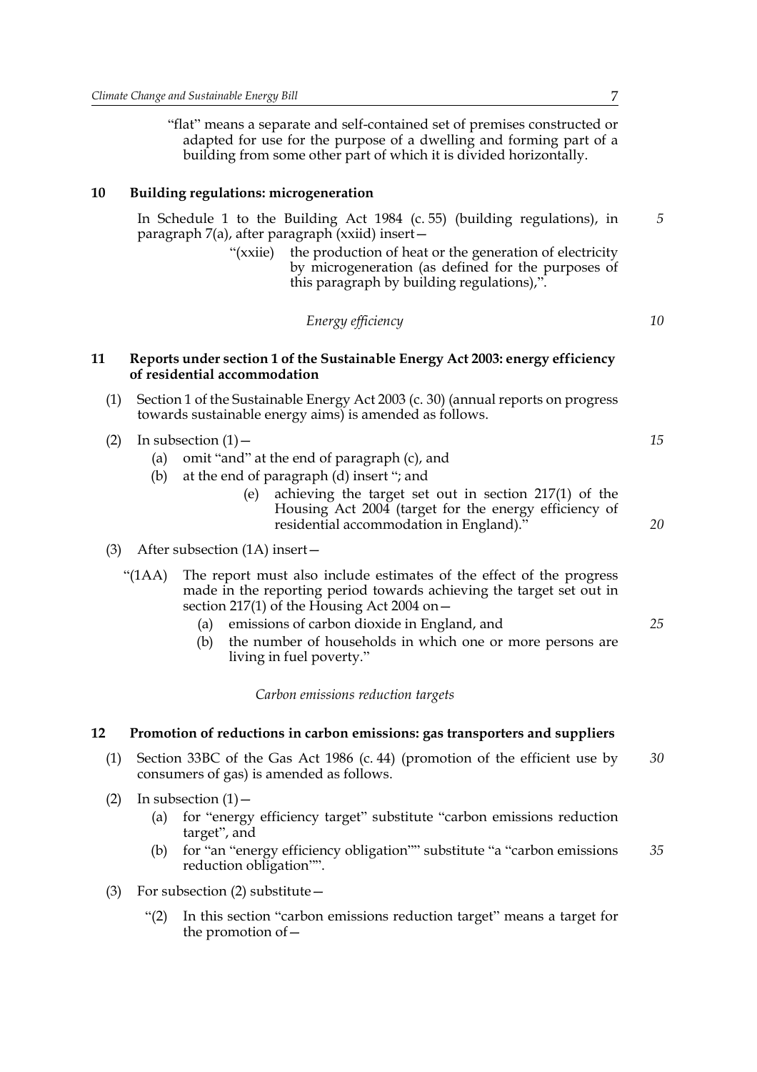"flat" means a separate and self-contained set of premises constructed or adapted for use for the purpose of a dwelling and forming part of a building from some other part of which it is divided horizontally.

## 10 Building regulations: microgeneration

In Schedule 1 to the Building Act 1984 (c. 55) (building regulations), in paragraph 7(a), after paragraph (xxiid) insert—

"(xxiie) the production of heat or the generation of electricity by microgeneration (as defined for the purposes of this paragraph by building regulations),".

*Energy efficiency*

## 11 Reports under section 1 of the Sustainable Energy Act 2003: energy efficiency of residential accommodation

(1) Section 1 of the Sustainable Energy Act 2003 (c. 30) (annual reports on progress towards sustainable energy aims) is amended as follows.

(2) In subsection (1)—

(a) omit "and" at the end of paragraph (c), and

(b) at the end of paragraph (d) insert "; and

(e) achieving the target set out in section 217(1) of the Housing Act 2004 (target for the energy efficiency of residential accommodation in England)."

(3) After subsection (1A) insert—

"(1AA) The report must also include estimates of the effect of the progress made in the reporting period towards achieving the target set out in section 217(1) of the Housing Act 2004 on—

(a) emissions of carbon dioxide in England, and

(b) the number of households in which one or more persons are living in fuel poverty."

*Carbon emissions reduction targets*

## 12 Promotion of reductions in carbon emissions: gas transporters and suppliers

(1) Section 33BC of the Gas Act 1986 (c. 44) (promotion of the efficient use by consumers of gas) is amended as follows.

(2) In subsection (1)—

(a) for "energy efficiency target" substitute "carbon emissions reduction target", and

(b) for "an "energy efficiency obligation"" substitute "a "carbon emissions reduction obligation"".

(3) For subsection (2) substitute—

"(2) In this section "carbon emissions reduction target" means a target for the promotion of—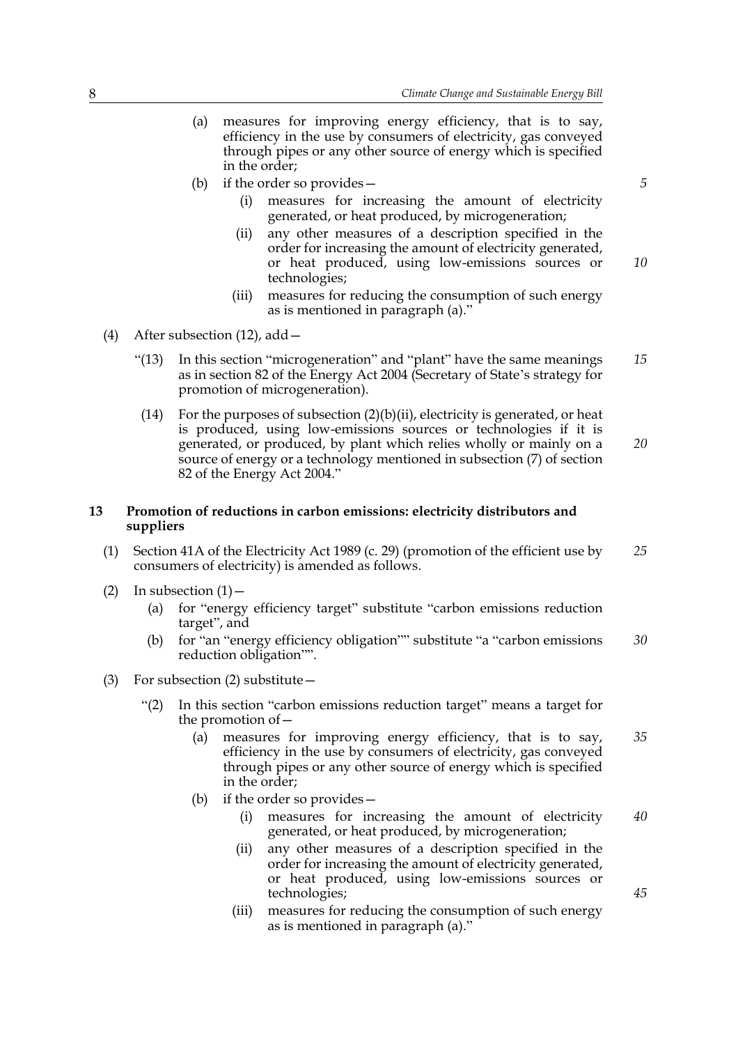(a) measures for improving energy efficiency, that is to say, efficiency in the use by consumers of electricity, gas conveyed through pipes or any other source of energy which is specified in the order;

(b) if the order so provides—

(i) measures for increasing the amount of electricity generated, or heat produced, by microgeneration;

(ii) any other measures of a description specified in the order for increasing the amount of electricity generated, or heat produced, using low-emissions sources or technologies;

(iii) measures for reducing the consumption of such energy as is mentioned in paragraph (a)."

(4) After subsection (12), add—

"(13) In this section "microgeneration" and "plant" have the same meanings as in section 82 of the Energy Act 2004 (Secretary of State's strategy for promotion of microgeneration).

(14) For the purposes of subsection (2)(b)(ii), electricity is generated, or heat is produced, using low-emissions sources or technologies if it is generated, or produced, by plant which relies wholly or mainly on a source of energy or a technology mentioned in subsection (7) of section 82 of the Energy Act 2004."

**13 Promotion of reductions in carbon emissions: electricity distributors and suppliers**

(1) Section 41A of the Electricity Act 1989 (c. 29) (promotion of the efficient use by consumers of electricity) is amended as follows.

(2) In subsection (1)—

(a) for "energy efficiency target" substitute "carbon emissions reduction target", and

(b) for "an "energy efficiency obligation"" substitute "a "carbon emissions reduction obligation"".

(3) For subsection (2) substitute—

"(2) In this section "carbon emissions reduction target" means a target for the promotion of—

(a) measures for improving energy efficiency, that is to say, efficiency in the use by consumers of electricity, gas conveyed through pipes or any other source of energy which is specified in the order;

(b) if the order so provides—

(i) measures for increasing the amount of electricity generated, or heat produced, by microgeneration;

(ii) any other measures of a description specified in the order for increasing the amount of electricity generated, or heat produced, using low-emissions sources or technologies;

(iii) measures for reducing the consumption of such energy as is mentioned in paragraph (a)."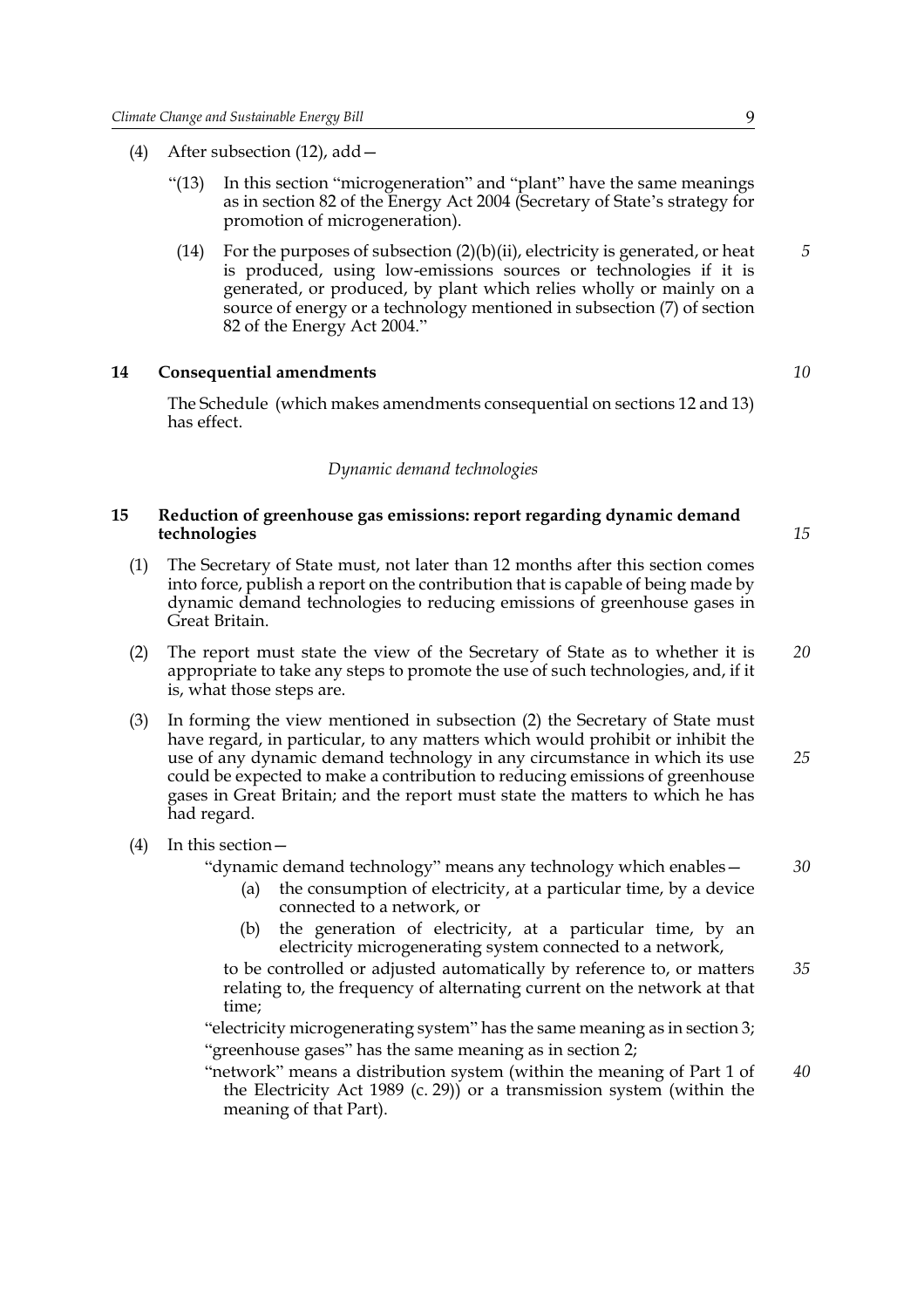(4) After subsection (12), add—

"(13) In this section "microgeneration" and "plant" have the same meanings as in section 82 of the Energy Act 2004 (Secretary of State's strategy for promotion of microgeneration).

(14) For the purposes of subsection (2)(b)(ii), electricity is generated, or heat is produced, using low-emissions sources or technologies if it is generated, or produced, by plant which relies wholly or mainly on a source of energy or a technology mentioned in subsection (7) of section 82 of the Energy Act 2004."

### 14 Consequential amendments

The Schedule (which makes amendments consequential on sections 12 and 13) has effect.

*Dynamic demand technologies*

### 15 Reduction of greenhouse gas emissions: report regarding dynamic demand technologies

(1) The Secretary of State must, not later than 12 months after this section comes into force, publish a report on the contribution that is capable of being made by dynamic demand technologies to reducing emissions of greenhouse gases in Great Britain.

(2) The report must state the view of the Secretary of State as to whether it is appropriate to take any steps to promote the use of such technologies, and, if it is, what those steps are.

(3) In forming the view mentioned in subsection (2) the Secretary of State must have regard, in particular, to any matters which would prohibit or inhibit the use of any dynamic demand technology in any circumstance in which its use could be expected to make a contribution to reducing emissions of greenhouse gases in Great Britain; and the report must state the matters to which he has had regard.

(4) In this section—

"dynamic demand technology" means any technology which enables—

(a) the consumption of electricity, at a particular time, by a device connected to a network, or

(b) the generation of electricity, at a particular time, by an electricity microgenerating system connected to a network,

to be controlled or adjusted automatically by reference to, or matters relating to, the frequency of alternating current on the network at that time;

"electricity microgenerating system" has the same meaning as in section 3;

"greenhouse gases" has the same meaning as in section 2;

"network" means a distribution system (within the meaning of Part 1 of the Electricity Act 1989 (c. 29)) or a transmission system (within the meaning of that Part).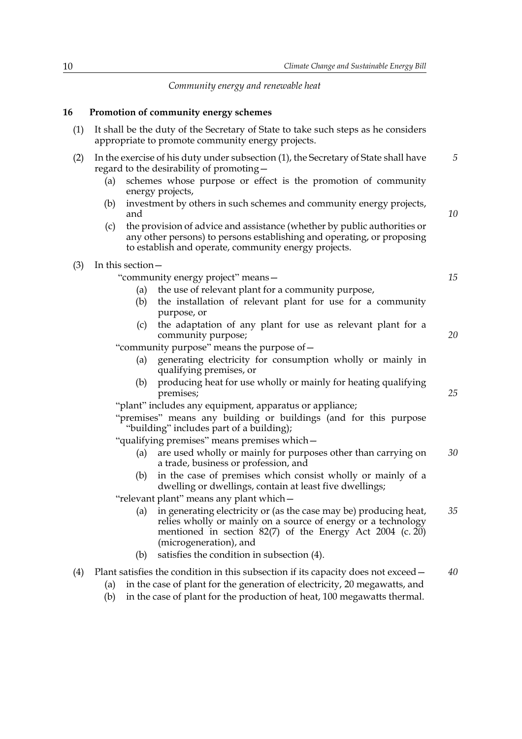*Community energy and renewable heat*

## 16 Promotion of community energy schemes

(1) It shall be the duty of the Secretary of State to take such steps as he considers appropriate to promote community energy projects.

(2) In the exercise of his duty under subsection (1), the Secretary of State shall have regard to the desirability of promoting—

- (a) schemes whose purpose or effect is the promotion of community energy projects,
- (b) investment by others in such schemes and community energy projects, and
- (c) the provision of advice and assistance (whether by public authorities or any other persons) to persons establishing and operating, or proposing to establish and operate, community energy projects.

(3) In this section—

"community energy project" means—

- (a) the use of relevant plant for a community purpose,
- (b) the installation of relevant plant for use for a community purpose, or
- (c) the adaptation of any plant for use as relevant plant for a community purpose;

"community purpose" means the purpose of—

- (a) generating electricity for consumption wholly or mainly in qualifying premises, or
- (b) producing heat for use wholly or mainly for heating qualifying premises;

"plant" includes any equipment, apparatus or appliance;

"premises" means any building or buildings (and for this purpose "building" includes part of a building);

"qualifying premises" means premises which—

- (a) are used wholly or mainly for purposes other than carrying on a trade, business or profession, and
- (b) in the case of premises which consist wholly or mainly of a dwelling or dwellings, contain at least five dwellings;

"relevant plant" means any plant which—

- (a) in generating electricity or (as the case may be) producing heat, relies wholly or mainly on a source of energy or a technology mentioned in section 82(7) of the Energy Act 2004 (c. 20) (microgeneration), and
- (b) satisfies the condition in subsection (4).

(4) Plant satisfies the condition in this subsection if its capacity does not exceed—

- (a) in the case of plant for the generation of electricity, 20 megawatts, and
- (b) in the case of plant for the production of heat, 100 megawatts thermal.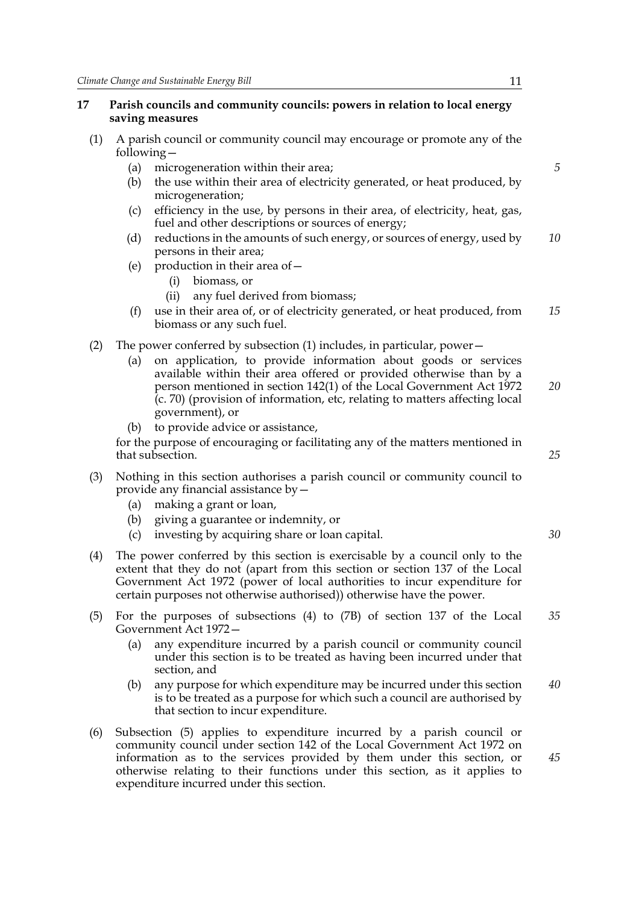## 17 Parish councils and community councils: powers in relation to local energy saving measures

(1) A parish council or community council may encourage or promote any of the following—

- (a) microgeneration within their area;
- (b) the use within their area of electricity generated, or heat produced, by microgeneration;
- (c) efficiency in the use, by persons in their area, of electricity, heat, gas, fuel and other descriptions or sources of energy;
- (d) reductions in the amounts of such energy, or sources of energy, used by persons in their area;
- (e) production in their area of—
  - (i) biomass, or
  - (ii) any fuel derived from biomass;
- (f) use in their area of, or of electricity generated, or heat produced, from biomass or any such fuel.

(2) The power conferred by subsection (1) includes, in particular, power—

- (a) on application, to provide information about goods or services available within their area offered or provided otherwise than by a person mentioned in section 142(1) of the Local Government Act 1972 (c. 70) (provision of information, etc, relating to matters affecting local government), or
- (b) to provide advice or assistance,

for the purpose of encouraging or facilitating any of the matters mentioned in that subsection.

(3) Nothing in this section authorises a parish council or community council to provide any financial assistance by—

- (a) making a grant or loan,
- (b) giving a guarantee or indemnity, or
- (c) investing by acquiring share or loan capital.

(4) The power conferred by this section is exercisable by a council only to the extent that they do not (apart from this section or section 137 of the Local Government Act 1972 (power of local authorities to incur expenditure for certain purposes not otherwise authorised)) otherwise have the power.

(5) For the purposes of subsections (4) to (7B) of section 137 of the Local Government Act 1972—

- (a) any expenditure incurred by a parish council or community council under this section is to be treated as having been incurred under that section, and
- (b) any purpose for which expenditure may be incurred under this section is to be treated as a purpose for which such a council are authorised by that section to incur expenditure.

(6) Subsection (5) applies to expenditure incurred by a parish council or community council under section 142 of the Local Government Act 1972 on information as to the services provided by them under this section, or otherwise relating to their functions under this section, as it applies to expenditure incurred under this section.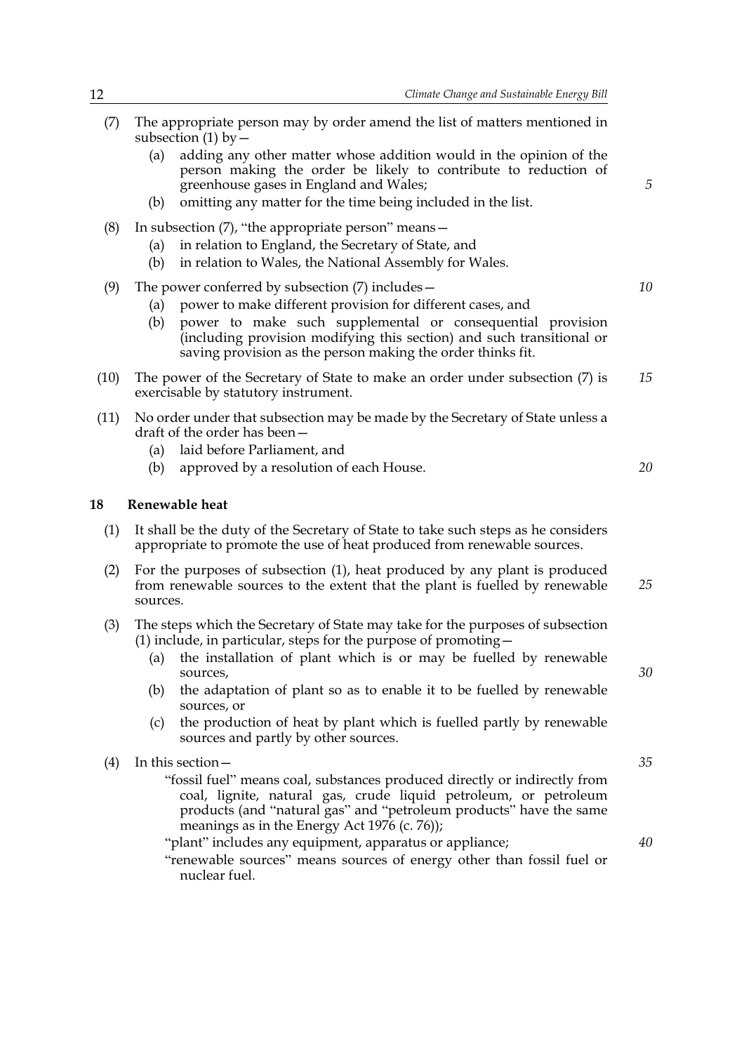(7) The appropriate person may by order amend the list of matters mentioned in subsection (1) by—

(a) adding any other matter whose addition would in the opinion of the person making the order be likely to contribute to reduction of greenhouse gases in England and Wales;

(b) omitting any matter for the time being included in the list.

(8) In subsection (7), "the appropriate person" means—

(a) in relation to England, the Secretary of State, and

(b) in relation to Wales, the National Assembly for Wales.

(9) The power conferred by subsection (7) includes—

(a) power to make different provision for different cases, and

(b) power to make such supplemental or consequential provision (including provision modifying this section) and such transitional or saving provision as the person making the order thinks fit.

(10) The power of the Secretary of State to make an order under subsection (7) is exercisable by statutory instrument.

(11) No order under that subsection may be made by the Secretary of State unless a draft of the order has been—

(a) laid before Parliament, and

(b) approved by a resolution of each House.

## 18 Renewable heat

(1) It shall be the duty of the Secretary of State to take such steps as he considers appropriate to promote the use of heat produced from renewable sources.

(2) For the purposes of subsection (1), heat produced by any plant is produced from renewable sources to the extent that the plant is fuelled by renewable sources.

(3) The steps which the Secretary of State may take for the purposes of subsection (1) include, in particular, steps for the purpose of promoting—

(a) the installation of plant which is or may be fuelled by renewable sources,

(b) the adaptation of plant so as to enable it to be fuelled by renewable sources, or

(c) the production of heat by plant which is fuelled partly by renewable sources and partly by other sources.

(4) In this section—

"fossil fuel" means coal, substances produced directly or indirectly from coal, lignite, natural gas, crude liquid petroleum, or petroleum products (and "natural gas" and "petroleum products" have the same meanings as in the Energy Act 1976 (c. 76));

"plant" includes any equipment, apparatus or appliance;

"renewable sources" means sources of energy other than fossil fuel or nuclear fuel.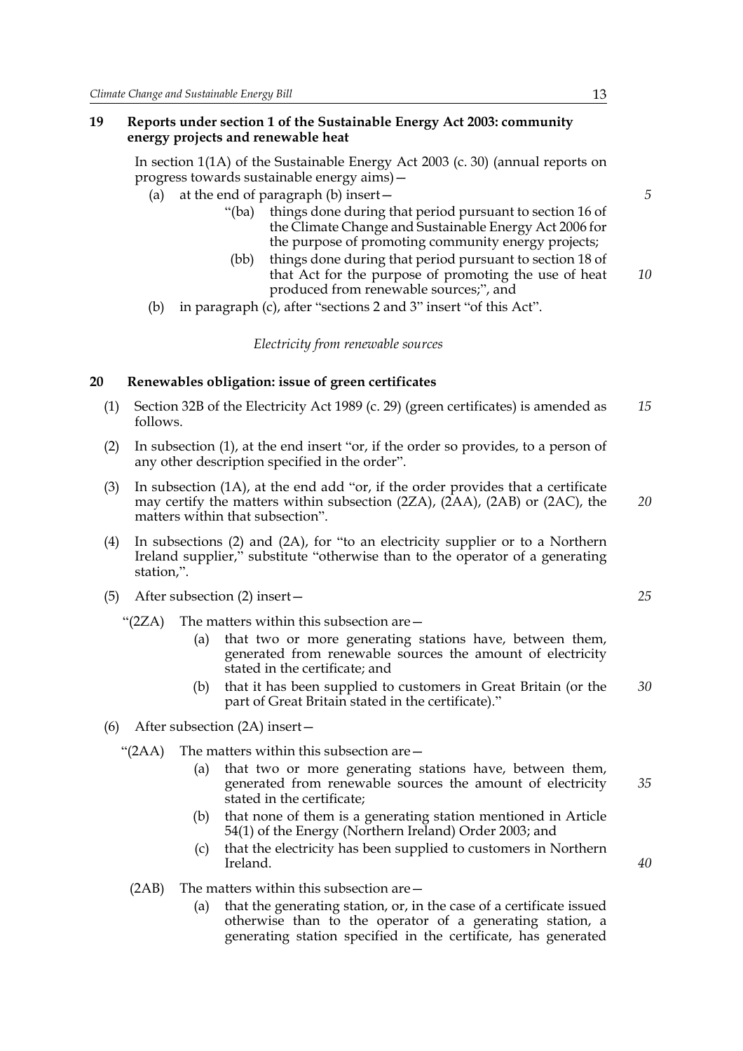**19 Reports under section 1 of the Sustainable Energy Act 2003: community energy projects and renewable heat**

In section 1(1A) of the Sustainable Energy Act 2003 (c. 30) (annual reports on progress towards sustainable energy aims)—

(a) at the end of paragraph (b) insert—

"(ba) things done during that period pursuant to section 16 of the Climate Change and Sustainable Energy Act 2006 for the purpose of promoting community energy projects;

(bb) things done during that period pursuant to section 18 of that Act for the purpose of promoting the use of heat produced from renewable sources;", and

(b) in paragraph (c), after "sections 2 and 3" insert "of this Act".

*Electricity from renewable sources*

**20 Renewables obligation: issue of green certificates**

(1) Section 32B of the Electricity Act 1989 (c. 29) (green certificates) is amended as follows.

(2) In subsection (1), at the end insert "or, if the order so provides, to a person of any other description specified in the order".

(3) In subsection (1A), at the end add "or, if the order provides that a certificate may certify the matters within subsection (2ZA), (2AA), (2AB) or (2AC), the matters within that subsection".

(4) In subsections (2) and (2A), for "to an electricity supplier or to a Northern Ireland supplier," substitute "otherwise than to the operator of a generating station,".

(5) After subsection (2) insert—

"(2ZA) The matters within this subsection are—

(a) that two or more generating stations have, between them, generated from renewable sources the amount of electricity stated in the certificate; and

(b) that it has been supplied to customers in Great Britain (or the part of Great Britain stated in the certificate)."

(6) After subsection (2A) insert—

"(2AA) The matters within this subsection are—

(a) that two or more generating stations have, between them, generated from renewable sources the amount of electricity stated in the certificate;

(b) that none of them is a generating station mentioned in Article 54(1) of the Energy (Northern Ireland) Order 2003; and

(c) that the electricity has been supplied to customers in Northern Ireland.

(2AB) The matters within this subsection are—

(a) that the generating station, or, in the case of a certificate issued otherwise than to the operator of a generating station, a generating station specified in the certificate, has generated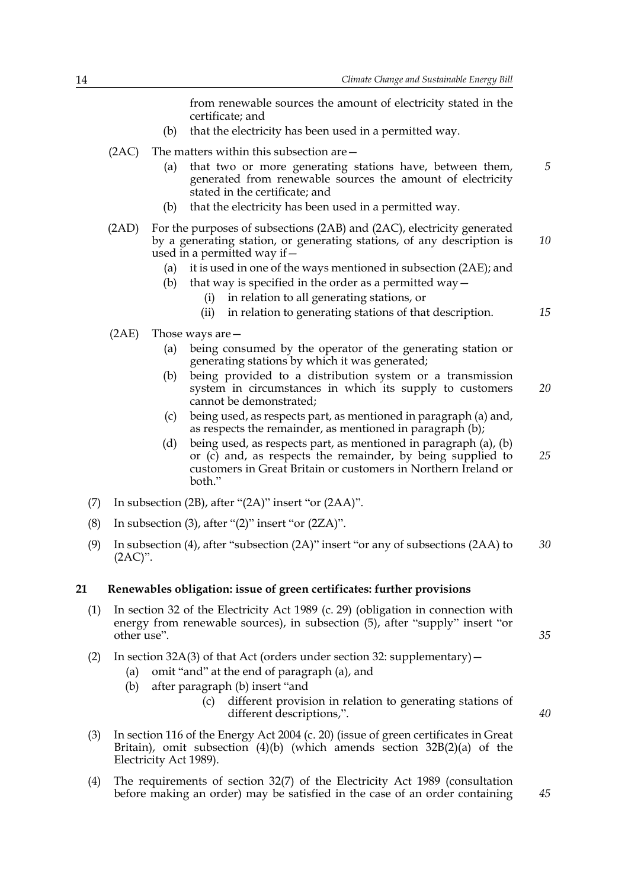from renewable sources the amount of electricity stated in the certificate; and

(b) that the electricity has been used in a permitted way.

(2AC) The matters within this subsection are—

(a) that two or more generating stations have, between them, generated from renewable sources the amount of electricity stated in the certificate; and

(b) that the electricity has been used in a permitted way.

(2AD) For the purposes of subsections (2AB) and (2AC), electricity generated by a generating station, or generating stations, of any description is used in a permitted way if—

(a) it is used in one of the ways mentioned in subsection (2AE); and

(b) that way is specified in the order as a permitted way—

(i) in relation to all generating stations, or

(ii) in relation to generating stations of that description.

(2AE) Those ways are—

(a) being consumed by the operator of the generating station or generating stations by which it was generated;

(b) being provided to a distribution system or a transmission system in circumstances in which its supply to customers cannot be demonstrated;

(c) being used, as respects part, as mentioned in paragraph (a) and, as respects the remainder, as mentioned in paragraph (b);

(d) being used, as respects part, as mentioned in paragraph (a), (b) or (c) and, as respects the remainder, by being supplied to customers in Great Britain or customers in Northern Ireland or both."

(7) In subsection (2B), after "(2A)" insert "or (2AA)".

(8) In subsection (3), after "(2)" insert "or (2ZA)".

(9) In subsection (4), after "subsection (2A)" insert "or any of subsections (2AA) to (2AC)".

## 21 Renewables obligation: issue of green certificates: further provisions

(1) In section 32 of the Electricity Act 1989 (c. 29) (obligation in connection with energy from renewable sources), in subsection (5), after "supply" insert "or other use".

(2) In section 32A(3) of that Act (orders under section 32: supplementary)—

(a) omit "and" at the end of paragraph (a), and

(b) after paragraph (b) insert "and

(c) different provision in relation to generating stations of different descriptions,".

(3) In section 116 of the Energy Act 2004 (c. 20) (issue of green certificates in Great Britain), omit subsection (4)(b) (which amends section 32B(2)(a) of the Electricity Act 1989).

(4) The requirements of section 32(7) of the Electricity Act 1989 (consultation before making an order) may be satisfied in the case of an order containing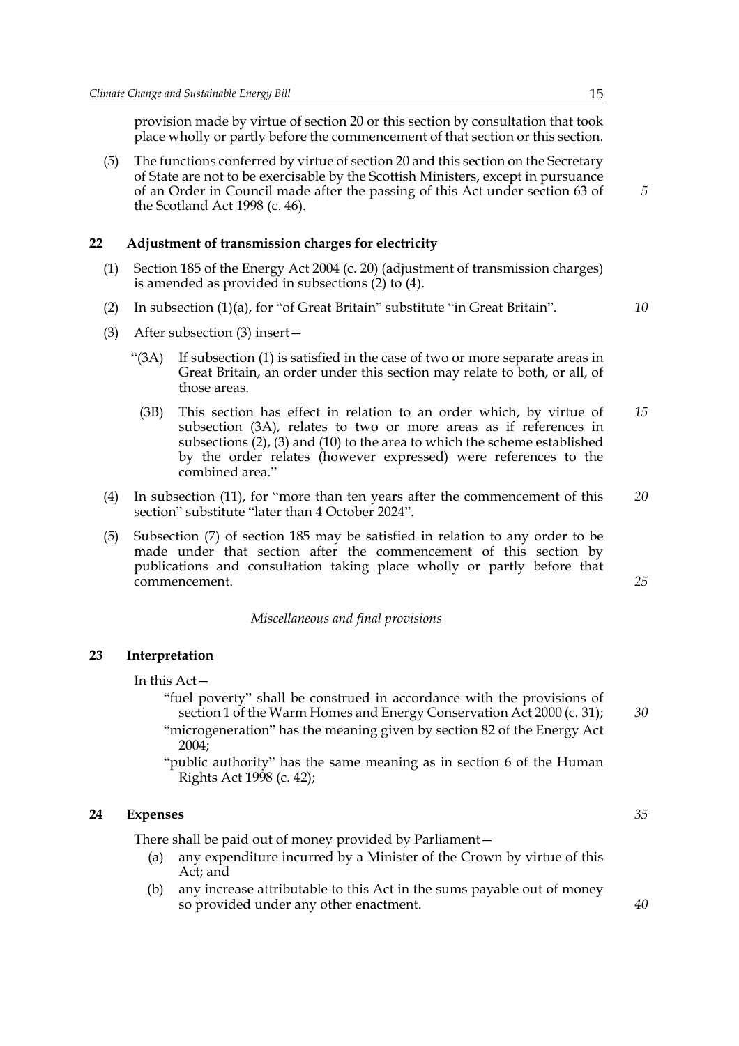provision made by virtue of section 20 or this section by consultation that took place wholly or partly before the commencement of that section or this section.

(5) The functions conferred by virtue of section 20 and this section on the Secretary of State are not to be exercisable by the Scottish Ministers, except in pursuance of an Order in Council made after the passing of this Act under section 63 of the Scotland Act 1998 (c. 46).

## 22 Adjustment of transmission charges for electricity

(1) Section 185 of the Energy Act 2004 (c. 20) (adjustment of transmission charges) is amended as provided in subsections (2) to (4).

(2) In subsection (1)(a), for "of Great Britain" substitute "in Great Britain".

(3) After subsection (3) insert—

"(3A) If subsection (1) is satisfied in the case of two or more separate areas in Great Britain, an order under this section may relate to both, or all, of those areas.

(3B) This section has effect in relation to an order which, by virtue of subsection (3A), relates to two or more areas as if references in subsections (2), (3) and (10) to the area to which the scheme established by the order relates (however expressed) were references to the combined area."

(4) In subsection (11), for "more than ten years after the commencement of this section" substitute "later than 4 October 2024".

(5) Subsection (7) of section 185 may be satisfied in relation to any order to be made under that section after the commencement of this section by publications and consultation taking place wholly or partly before that commencement.

*Miscellaneous and final provisions*

## 23 Interpretation

In this Act—

"fuel poverty" shall be construed in accordance with the provisions of section 1 of the Warm Homes and Energy Conservation Act 2000 (c. 31);

"microgeneration" has the meaning given by section 82 of the Energy Act 2004;

"public authority" has the same meaning as in section 6 of the Human Rights Act 1998 (c. 42);

## 24 Expenses

There shall be paid out of money provided by Parliament—

(a) any expenditure incurred by a Minister of the Crown by virtue of this Act; and

(b) any increase attributable to this Act in the sums payable out of money so provided under any other enactment.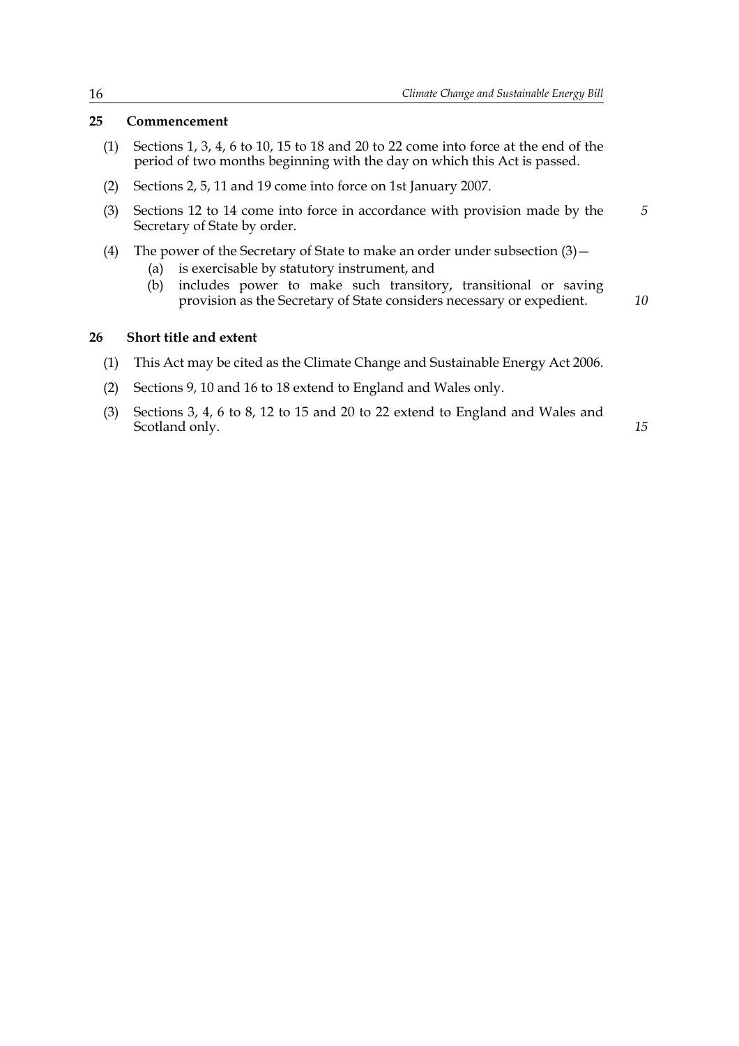## 25 Commencement

(1) Sections 1, 3, 4, 6 to 10, 15 to 18 and 20 to 22 come into force at the end of the period of two months beginning with the day on which this Act is passed.

(2) Sections 2, 5, 11 and 19 come into force on 1st January 2007.

(3) Sections 12 to 14 come into force in accordance with provision made by the Secretary of State by order.

(4) The power of the Secretary of State to make an order under subsection (3)—

(a) is exercisable by statutory instrument, and

(b) includes power to make such transitory, transitional or saving provision as the Secretary of State considers necessary or expedient.

## 26 Short title and extent

(1) This Act may be cited as the Climate Change and Sustainable Energy Act 2006.

(2) Sections 9, 10 and 16 to 18 extend to England and Wales only.

(3) Sections 3, 4, 6 to 8, 12 to 15 and 20 to 22 extend to England and Wales and Scotland only.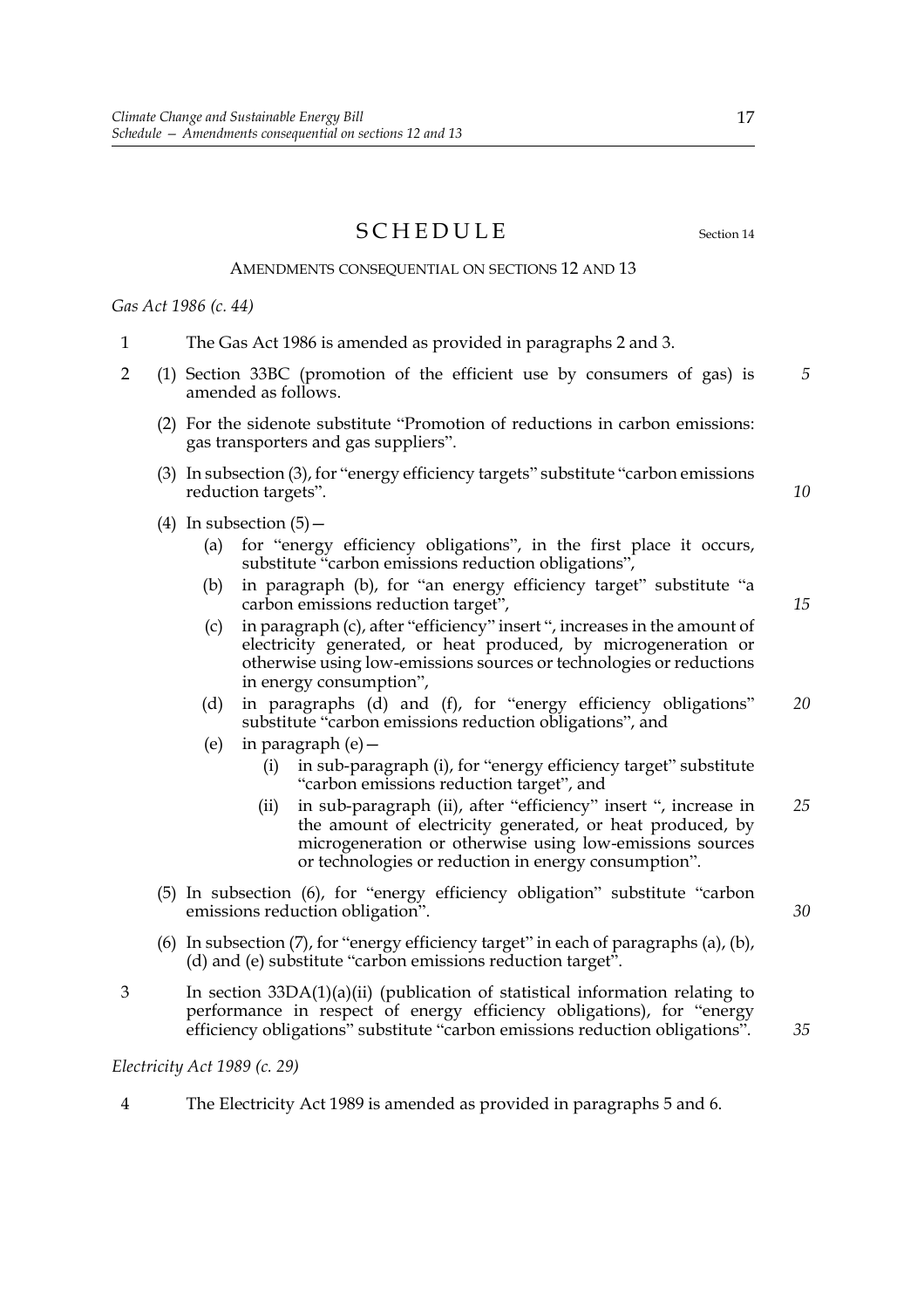# SCHEDULE

Section 14

## AMENDMENTS CONSEQUENTIAL ON SECTIONS 12 AND 13

*Gas Act 1986 (c. 44)*

1 The Gas Act 1986 is amended as provided in paragraphs 2 and 3.

2 (1) Section 33BC (promotion of the efficient use by consumers of gas) is amended as follows.

(2) For the sidenote substitute "Promotion of reductions in carbon emissions: gas transporters and gas suppliers".

(3) In subsection (3), for "energy efficiency targets" substitute "carbon emissions reduction targets".

(4) In subsection (5)—

- (a) for "energy efficiency obligations", in the first place it occurs, substitute "carbon emissions reduction obligations",
- (b) in paragraph (b), for "an energy efficiency target" substitute "a carbon emissions reduction target",
- (c) in paragraph (c), after "efficiency" insert ", increases in the amount of electricity generated, or heat produced, by microgeneration or otherwise using low-emissions sources or technologies or reductions in energy consumption",
- (d) in paragraphs (d) and (f), for "energy efficiency obligations" substitute "carbon emissions reduction obligations", and
- (e) in paragraph (e)—
  - (i) in sub-paragraph (i), for "energy efficiency target" substitute "carbon emissions reduction target", and
  - (ii) in sub-paragraph (ii), after "efficiency" insert ", increase in the amount of electricity generated, or heat produced, by microgeneration or otherwise using low-emissions sources or technologies or reduction in energy consumption".

(5) In subsection (6), for "energy efficiency obligation" substitute "carbon emissions reduction obligation".

(6) In subsection (7), for "energy efficiency target" in each of paragraphs (a), (b), (d) and (e) substitute "carbon emissions reduction target".

3 In section 33DA(1)(a)(ii) (publication of statistical information relating to performance in respect of energy efficiency obligations), for "energy efficiency obligations" substitute "carbon emissions reduction obligations".

*Electricity Act 1989 (c. 29)*

4 The Electricity Act 1989 is amended as provided in paragraphs 5 and 6.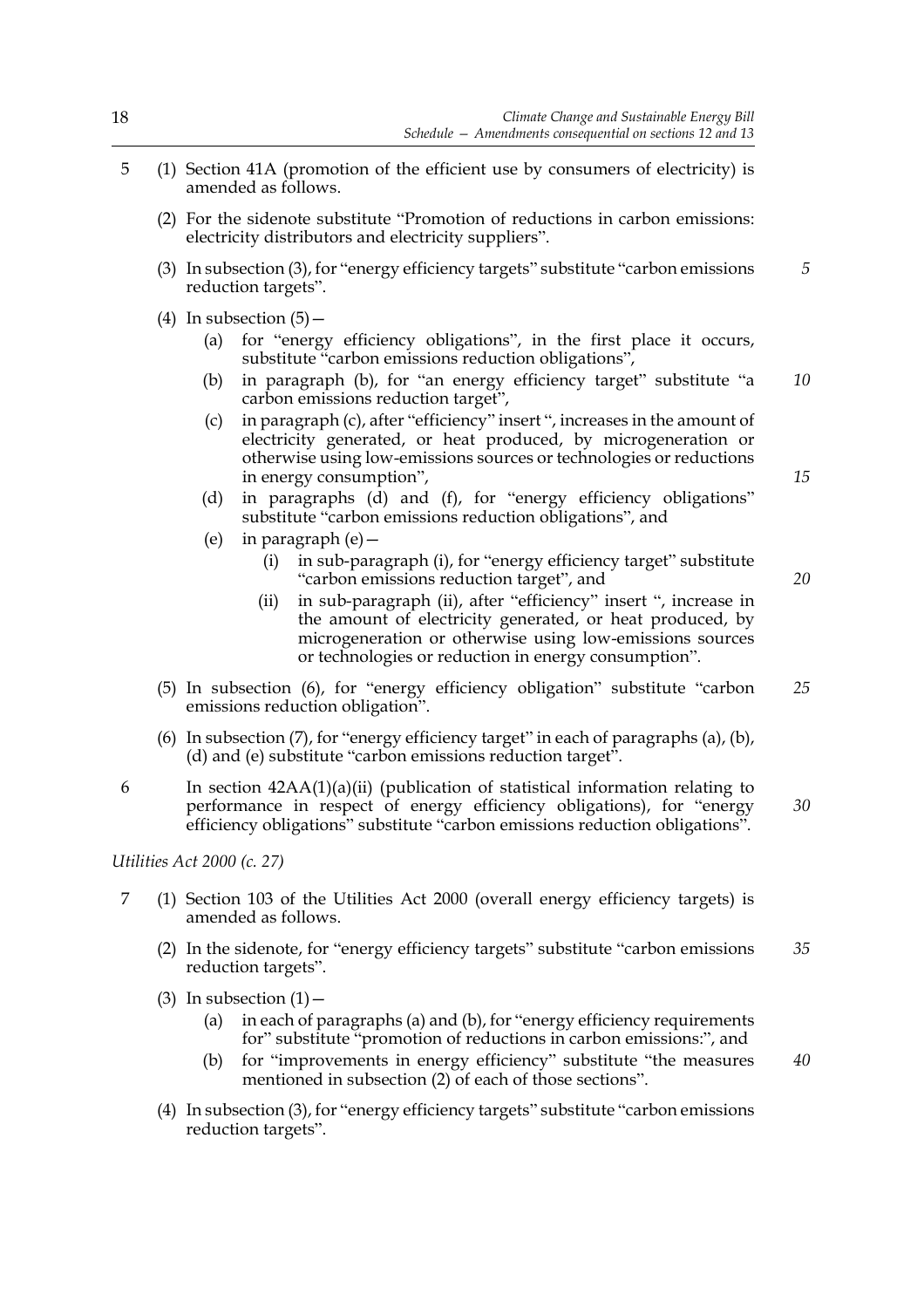5 (1) Section 41A (promotion of the efficient use by consumers of electricity) is amended as follows.

(2) For the sidenote substitute "Promotion of reductions in carbon emissions: electricity distributors and electricity suppliers".

(3) In subsection (3), for "energy efficiency targets" substitute "carbon emissions reduction targets".

(4) In subsection (5)—

(a) for "energy efficiency obligations", in the first place it occurs, substitute "carbon emissions reduction obligations",

(b) in paragraph (b), for "an energy efficiency target" substitute "a carbon emissions reduction target",

(c) in paragraph (c), after "efficiency" insert ", increases in the amount of electricity generated, or heat produced, by microgeneration or otherwise using low-emissions sources or technologies or reductions in energy consumption",

(d) in paragraphs (d) and (f), for "energy efficiency obligations" substitute "carbon emissions reduction obligations", and

(e) in paragraph (e)—

(i) in sub-paragraph (i), for "energy efficiency target" substitute "carbon emissions reduction target", and

(ii) in sub-paragraph (ii), after "efficiency" insert ", increase in the amount of electricity generated, or heat produced, by microgeneration or otherwise using low-emissions sources or technologies or reduction in energy consumption".

(5) In subsection (6), for "energy efficiency obligation" substitute "carbon emissions reduction obligation".

(6) In subsection (7), for "energy efficiency target" in each of paragraphs (a), (b), (d) and (e) substitute "carbon emissions reduction target".

6 In section 42AA(1)(a)(ii) (publication of statistical information relating to performance in respect of energy efficiency obligations), for "energy efficiency obligations" substitute "carbon emissions reduction obligations".

*Utilities Act 2000 (c. 27)*

7 (1) Section 103 of the Utilities Act 2000 (overall energy efficiency targets) is amended as follows.

(2) In the sidenote, for "energy efficiency targets" substitute "carbon emissions reduction targets".

(3) In subsection (1)—

(a) in each of paragraphs (a) and (b), for "energy efficiency requirements for" substitute "promotion of reductions in carbon emissions:", and

(b) for "improvements in energy efficiency" substitute "the measures mentioned in subsection (2) of each of those sections".

(4) In subsection (3), for "energy efficiency targets" substitute "carbon emissions reduction targets".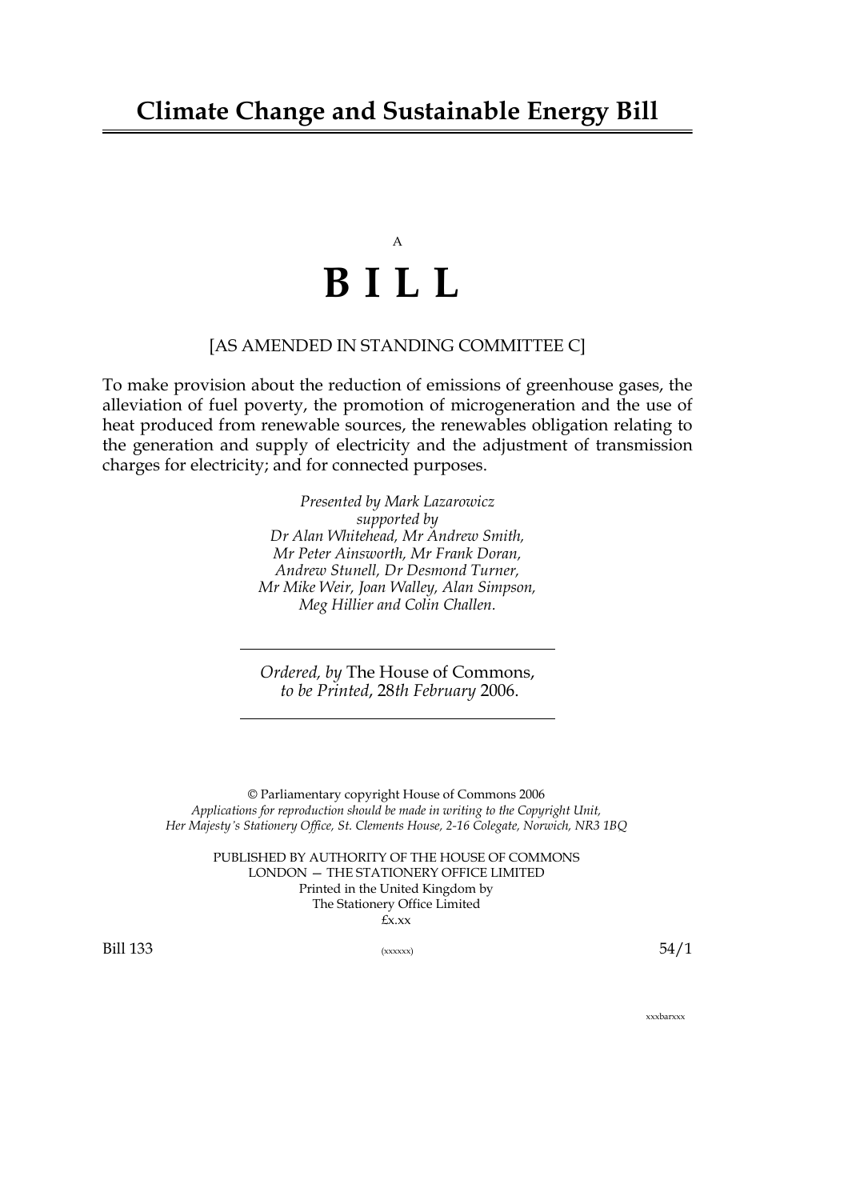# Climate Change and Sustainable Energy Bill

A

# B I L L

[AS AMENDED IN STANDING COMMITTEE C]

To make provision about the reduction of emissions of greenhouse gases, the alleviation of fuel poverty, the promotion of microgeneration and the use of heat produced from renewable sources, the renewables obligation relating to the generation and supply of electricity and the adjustment of transmission charges for electricity; and for connected purposes.

*Presented by Mark Lazarowicz*
*supported by*
*Dr Alan Whitehead, Mr Andrew Smith,*
*Mr Peter Ainsworth, Mr Frank Doran,*
*Andrew Stunell, Dr Desmond Turner,*
*Mr Mike Weir, Joan Walley, Alan Simpson,*
*Meg Hillier and Colin Challen.*

---

*Ordered, by* The House of Commons,
*to be Printed*, 28*th February* 2006.

---

© Parliamentary copyright House of Commons 2006
*Applications for reproduction should be made in writing to the Copyright Unit,*
*Her Majesty's Stationery Office, St. Clements House, 2-16 Colegate, Norwich, NR3 1BQ*

PUBLISHED BY AUTHORITY OF THE HOUSE OF COMMONS
LONDON — THE STATIONERY OFFICE LIMITED
Printed in the United Kingdom by
The Stationery Office Limited
£x.xx

Bill 133 (xxxxxx) 54/1

xxxbarxxx